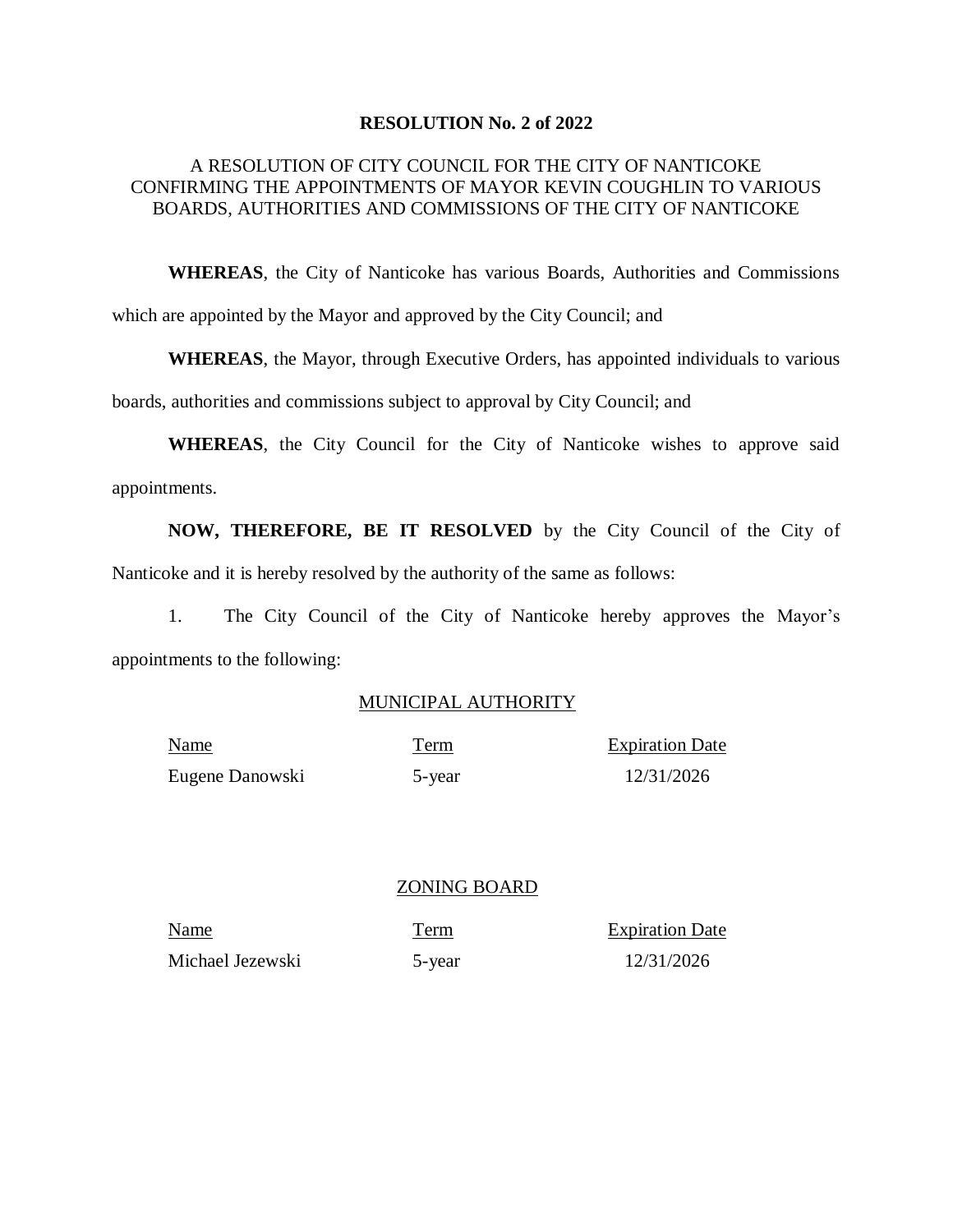**RESOLUTION No. 2 of 2022**

A RESOLUTION OF CITY COUNCIL FOR THE CITY OF NANTICOKE CONFIRMING THE APPOINTMENTS OF MAYOR KEVIN COUGHLIN TO VARIOUS BOARDS, AUTHORITIES AND COMMISSIONS OF THE CITY OF NANTICOKE

**WHEREAS**, the City of Nanticoke has various Boards, Authorities and Commissions which are appointed by the Mayor and approved by the City Council; and

**WHEREAS**, the Mayor, through Executive Orders, has appointed individuals to various boards, authorities and commissions subject to approval by City Council; and

**WHEREAS**, the City Council for the City of Nanticoke wishes to approve said appointments.

**NOW, THEREFORE, BE IT RESOLVED** by the City Council of the City of Nanticoke and it is hereby resolved by the authority of the same as follows:

1. The City Council of the City of Nanticoke hereby approves the Mayor's appointments to the following:

MUNICIPAL AUTHORITY

| Name | Term | Expiration Date |
|---|---|---|
| Eugene Danowski | 5-year | 12/31/2026 |

ZONING BOARD

| Name | Term | Expiration Date |
|---|---|---|
| Michael Jezewski | 5-year | 12/31/2026 |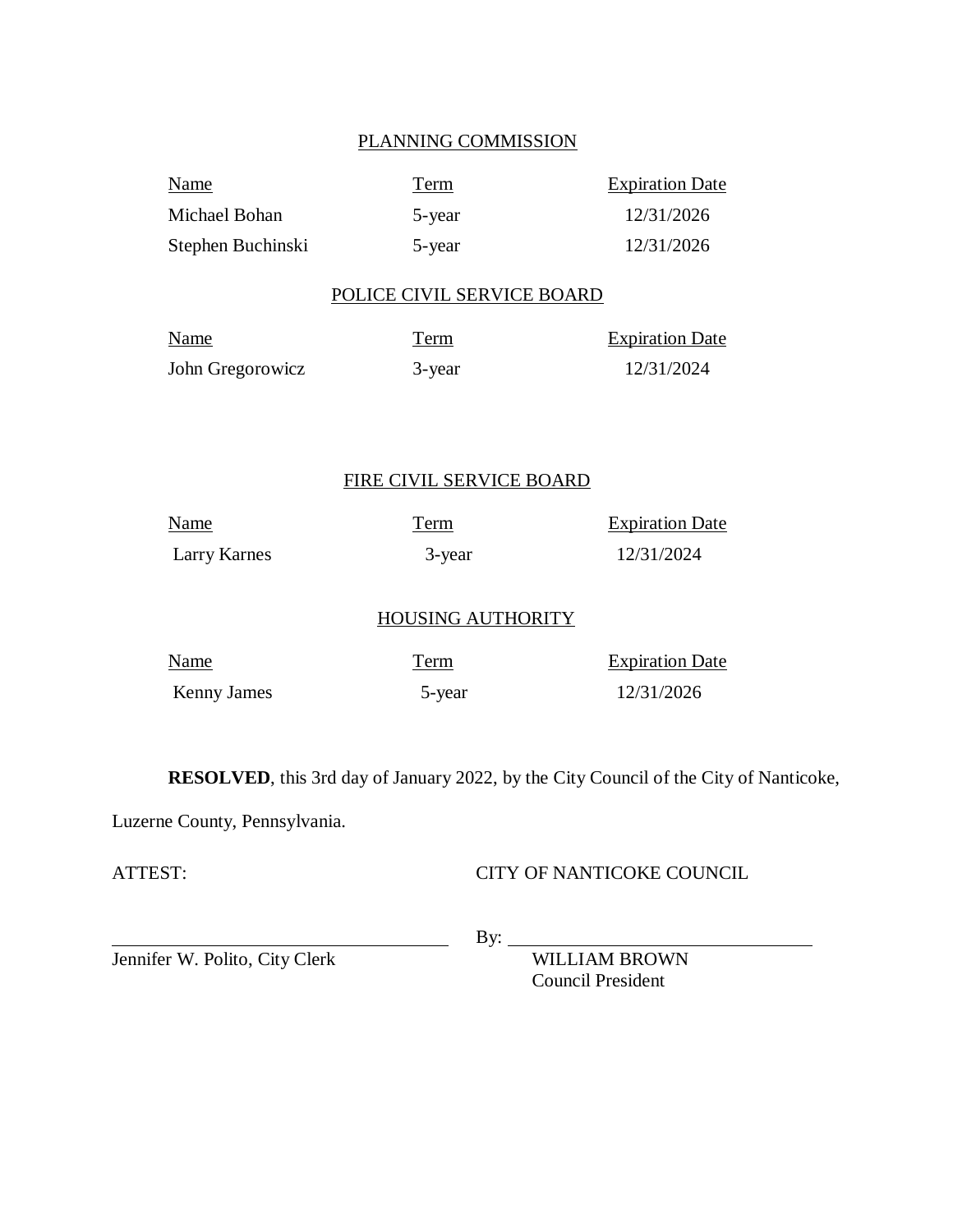PLANNING COMMISSION

| Name | Term | Expiration Date |
|---|---|---|
| Michael Bohan | 5-year | 12/31/2026 |
| Stephen Buchinski | 5-year | 12/31/2026 |

POLICE CIVIL SERVICE BOARD

| Name | Term | Expiration Date |
|---|---|---|
| John Gregorowicz | 3-year | 12/31/2024 |

FIRE CIVIL SERVICE BOARD

| Name | Term | Expiration Date |
|---|---|---|
| Larry Karnes | 3-year | 12/31/2024 |

HOUSING AUTHORITY

| Name | Term | Expiration Date |
|---|---|---|
| Kenny James | 5-year | 12/31/2026 |

**RESOLVED**, this 3rd day of January 2022, by the City Council of the City of Nanticoke, Luzerne County, Pennsylvania.

ATTEST: CITY OF NANTICOKE COUNCIL

\_\_\_\_\_\_\_\_\_\_\_\_\_\_\_\_\_\_\_\_\_\_\_\_\_\_\_\_\_\_\_\_\_\_\_\_
Jennifer W. Polito, City Clerk

By: \_\_\_\_\_\_\_\_\_\_\_\_\_\_\_\_\_\_\_\_\_\_\_\_\_\_\_\_\_\_\_\_\_\_\_\_
WILLIAM BROWN
Council President